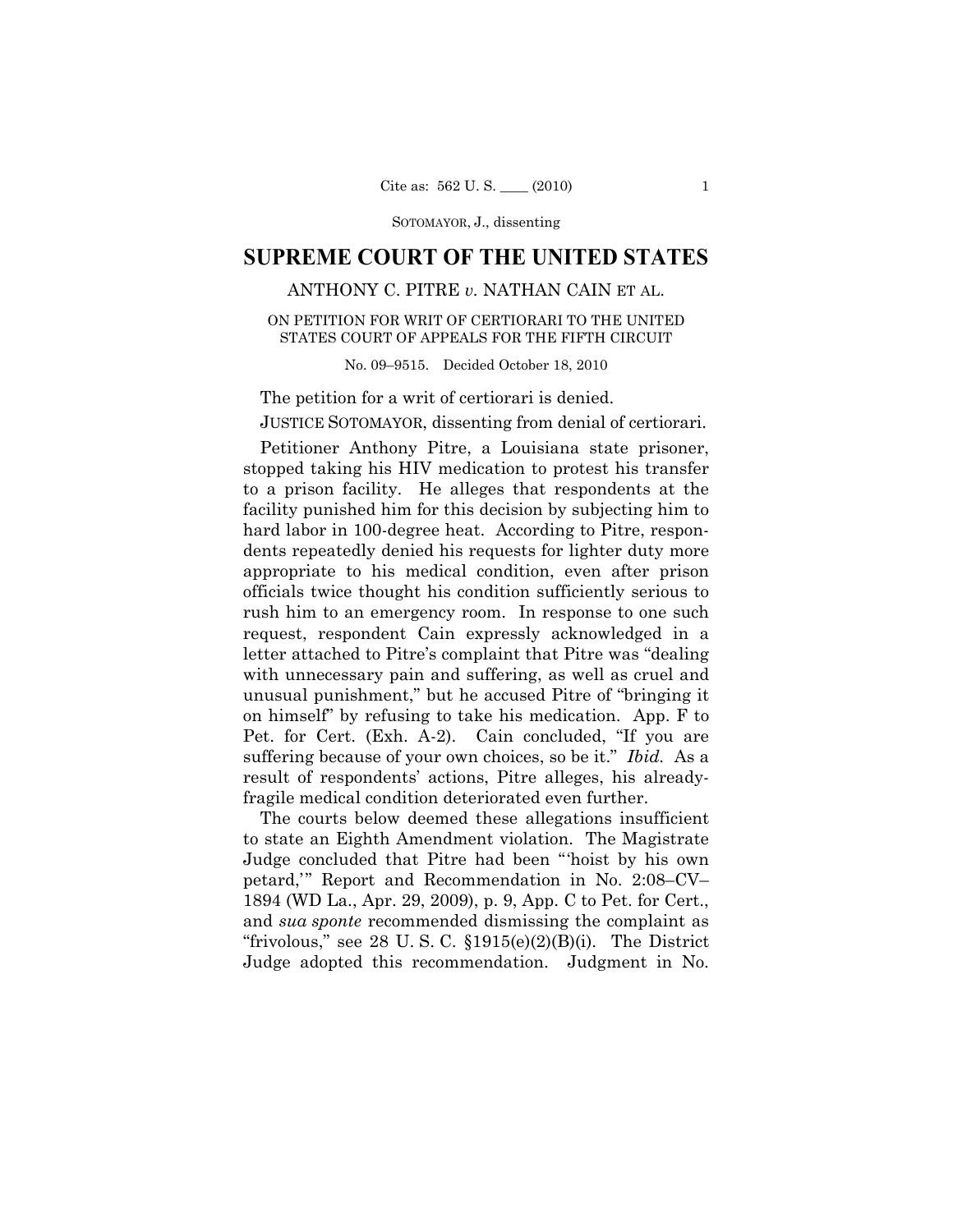# SUPREME COURT OF THE UNITED STATES

## ANTHONY C. PITRE *v.* NATHAN CAIN ET AL.

### ON PETITION FOR WRIT OF CERTIORARI TO THE UNITED STATES COURT OF APPEALS FOR THE FIFTH CIRCUIT

No. 09–9515. Decided October 18, 2010

The petition for a writ of certiorari is denied.

JUSTICE SOTOMAYOR, dissenting from denial of certiorari.

Petitioner Anthony Pitre, a Louisiana state prisoner, stopped taking his HIV medication to protest his transfer to a prison facility. He alleges that respondents at the facility punished him for this decision by subjecting him to hard labor in 100-degree heat. According to Pitre, respondents repeatedly denied his requests for lighter duty more appropriate to his medical condition, even after prison officials twice thought his condition sufficiently serious to rush him to an emergency room. In response to one such request, respondent Cain expressly acknowledged in a letter attached to Pitre's complaint that Pitre was "dealing with unnecessary pain and suffering, as well as cruel and unusual punishment," but he accused Pitre of "bringing it on himself" by refusing to take his medication. App. F to Pet. for Cert. (Exh. A-2). Cain concluded, "If you are suffering because of your own choices, so be it." *Ibid.* As a result of respondents' actions, Pitre alleges, his already-fragile medical condition deteriorated even further.

The courts below deemed these allegations insufficient to state an Eighth Amendment violation. The Magistrate Judge concluded that Pitre had been "'hoist by his own petard,'" Report and Recommendation in No. 2:08–CV–1894 (WD La., Apr. 29, 2009), p. 9, App. C to Pet. for Cert., and *sua sponte* recommended dismissing the complaint as "frivolous," see 28 U. S. C. §1915(e)(2)(B)(i). The District Judge adopted this recommendation. Judgment in No.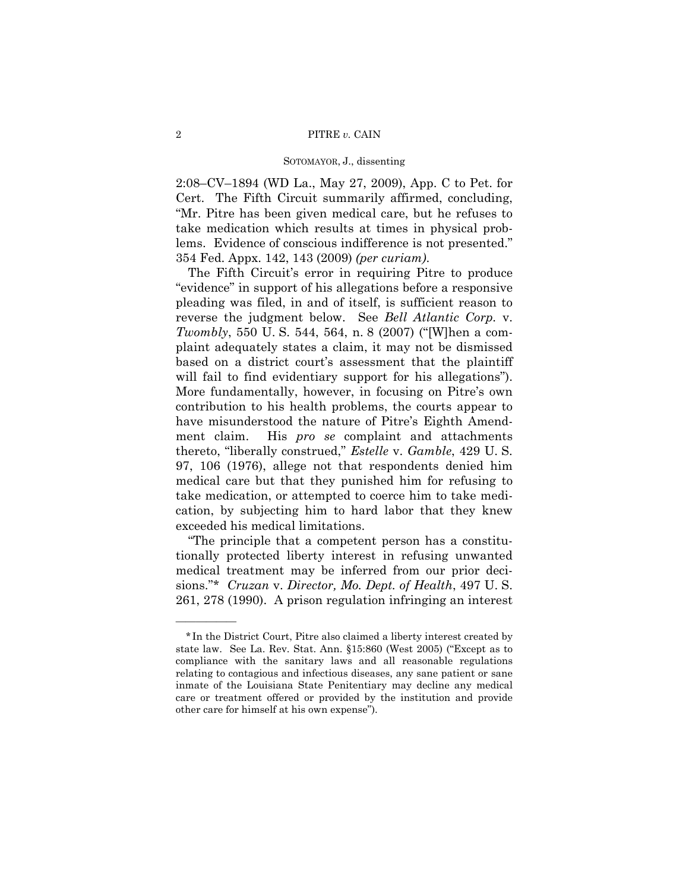2:08–CV–1894 (WD La., May 27, 2009), App. C to Pet. for Cert. The Fifth Circuit summarily affirmed, concluding, "Mr. Pitre has been given medical care, but he refuses to take medication which results at times in physical problems. Evidence of conscious indifference is not presented." 354 Fed. Appx. 142, 143 (2009) *(per curiam)*.

The Fifth Circuit's error in requiring Pitre to produce "evidence" in support of his allegations before a responsive pleading was filed, in and of itself, is sufficient reason to reverse the judgment below. See *Bell Atlantic Corp.* v. *Twombly*, 550 U. S. 544, 564, n. 8 (2007) ("[W]hen a complaint adequately states a claim, it may not be dismissed based on a district court's assessment that the plaintiff will fail to find evidentiary support for his allegations"). More fundamentally, however, in focusing on Pitre's own contribution to his health problems, the courts appear to have misunderstood the nature of Pitre's Eighth Amendment claim. His *pro se* complaint and attachments thereto, "liberally construed," *Estelle* v. *Gamble*, 429 U. S. 97, 106 (1976), allege not that respondents denied him medical care but that they punished him for refusing to take medication, or attempted to coerce him to take medication, by subjecting him to hard labor that they knew exceeded his medical limitations.

"The principle that a competent person has a constitutionally protected liberty interest in refusing unwanted medical treatment may be inferred from our prior decisions."* *Cruzan* v. *Director, Mo. Dept. of Health*, 497 U. S. 261, 278 (1990). A prison regulation infringing an interest

---

\*In the District Court, Pitre also claimed a liberty interest created by state law. See La. Rev. Stat. Ann. §15:860 (West 2005) ("Except as to compliance with the sanitary laws and all reasonable regulations relating to contagious and infectious diseases, any sane patient or sane inmate of the Louisiana State Penitentiary may decline any medical care or treatment offered or provided by the institution and provide other care for himself at his own expense").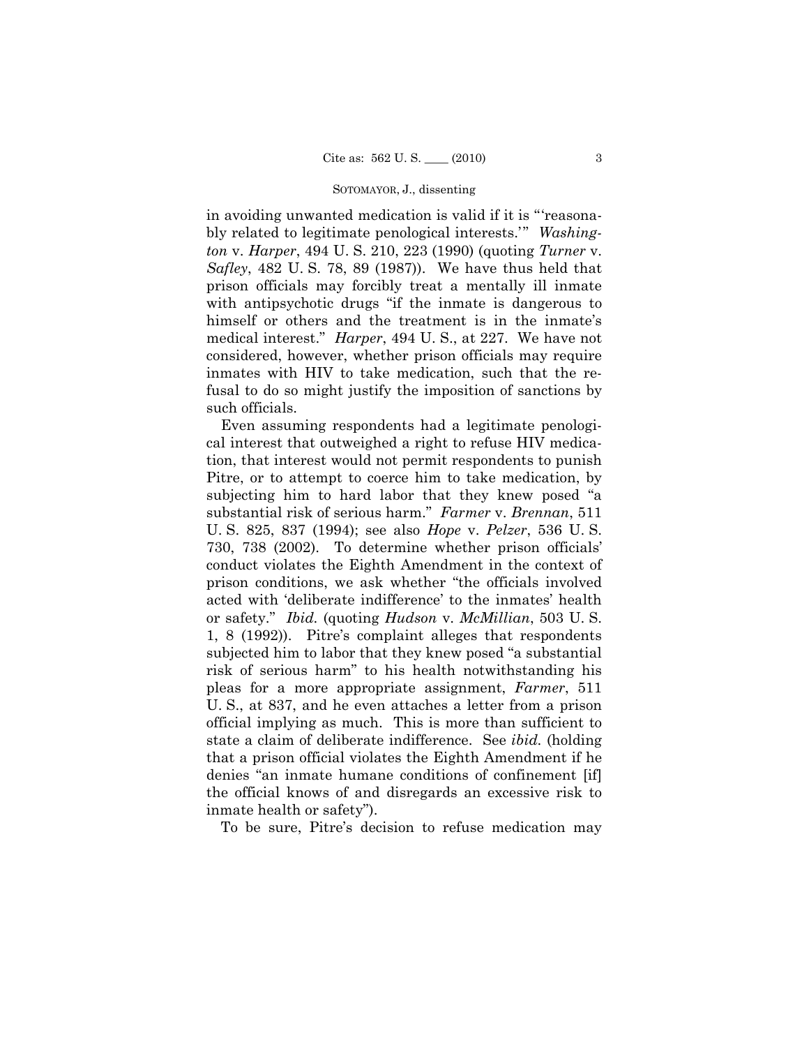in avoiding unwanted medication is valid if it is "'reasonably related to legitimate penological interests.'" *Washington* v. *Harper*, 494 U. S. 210, 223 (1990) (quoting *Turner* v. *Safley*, 482 U. S. 78, 89 (1987)). We have thus held that prison officials may forcibly treat a mentally ill inmate with antipsychotic drugs "if the inmate is dangerous to himself or others and the treatment is in the inmate's medical interest." *Harper*, 494 U. S., at 227. We have not considered, however, whether prison officials may require inmates with HIV to take medication, such that the refusal to do so might justify the imposition of sanctions by such officials.

Even assuming respondents had a legitimate penological interest that outweighed a right to refuse HIV medication, that interest would not permit respondents to punish Pitre, or to attempt to coerce him to take medication, by subjecting him to hard labor that they knew posed "a substantial risk of serious harm." *Farmer* v. *Brennan*, 511 U. S. 825, 837 (1994); see also *Hope* v. *Pelzer*, 536 U. S. 730, 738 (2002). To determine whether prison officials' conduct violates the Eighth Amendment in the context of prison conditions, we ask whether "the officials involved acted with 'deliberate indifference' to the inmates' health or safety." *Ibid.* (quoting *Hudson* v. *McMillian*, 503 U. S. 1, 8 (1992)). Pitre's complaint alleges that respondents subjected him to labor that they knew posed "a substantial risk of serious harm" to his health notwithstanding his pleas for a more appropriate assignment, *Farmer*, 511 U. S., at 837, and he even attaches a letter from a prison official implying as much. This is more than sufficient to state a claim of deliberate indifference. See *ibid.* (holding that a prison official violates the Eighth Amendment if he denies "an inmate humane conditions of confinement [if] the official knows of and disregards an excessive risk to inmate health or safety").

To be sure, Pitre's decision to refuse medication may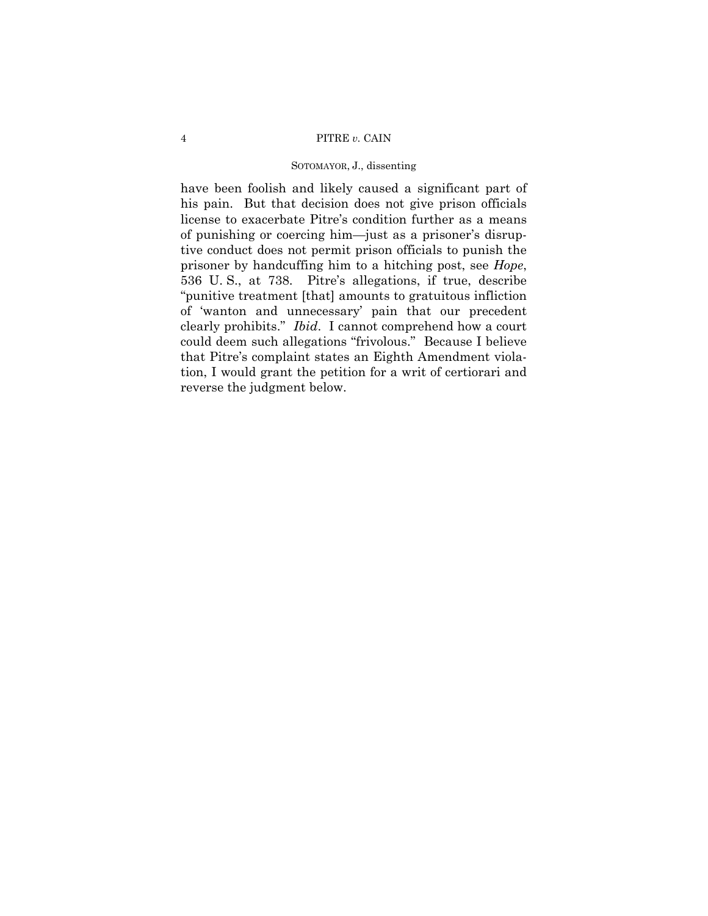have been foolish and likely caused a significant part of his pain. But that decision does not give prison officials license to exacerbate Pitre's condition further as a means of punishing or coercing him—just as a prisoner's disruptive conduct does not permit prison officials to punish the prisoner by handcuffing him to a hitching post, see *Hope*, 536 U. S., at 738. Pitre's allegations, if true, describe "punitive treatment [that] amounts to gratuitous infliction of 'wanton and unnecessary' pain that our precedent clearly prohibits." *Ibid*. I cannot comprehend how a court could deem such allegations "frivolous." Because I believe that Pitre's complaint states an Eighth Amendment violation, I would grant the petition for a writ of certiorari and reverse the judgment below.